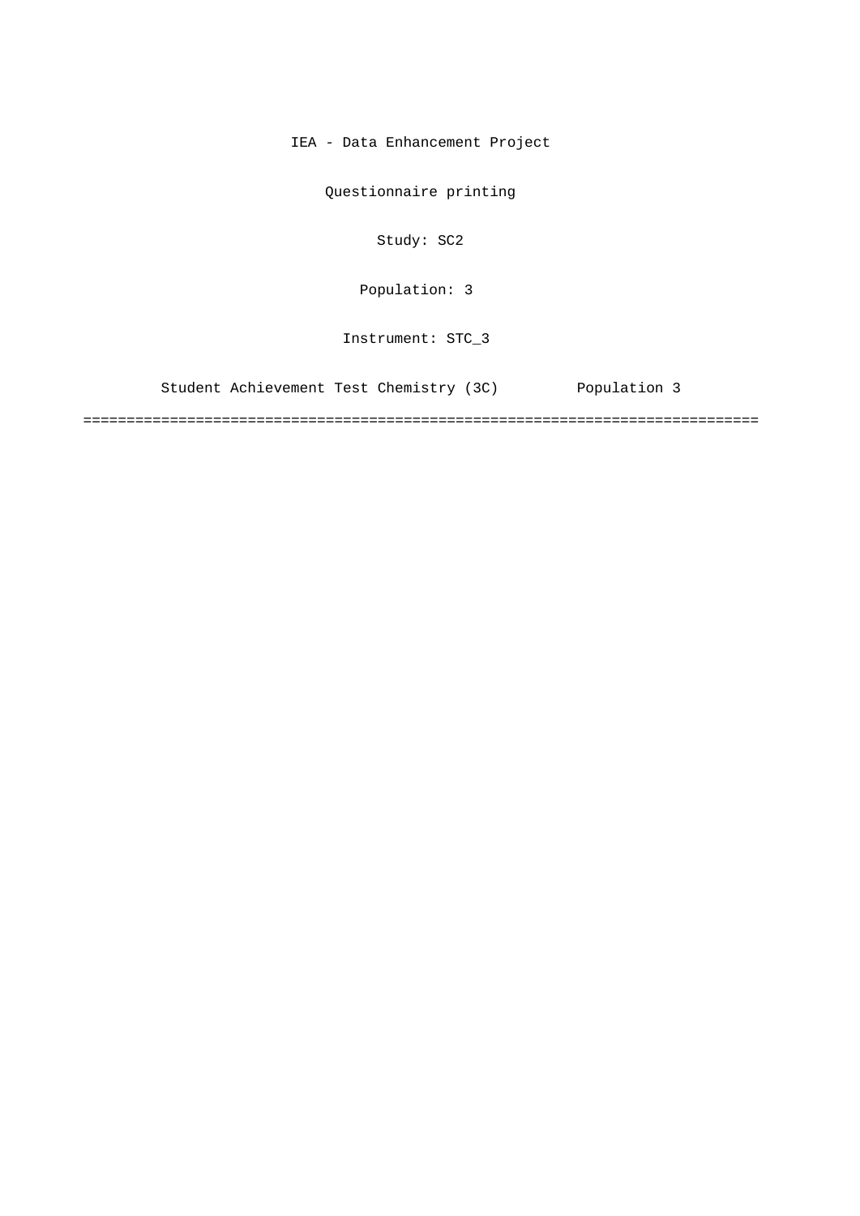IEA - Data Enhancement Project

Questionnaire printing

Study: SC2

Population: 3

Instrument: STC_3

Student Achievement Test Chemistry (3C) Population 3

==============================================================================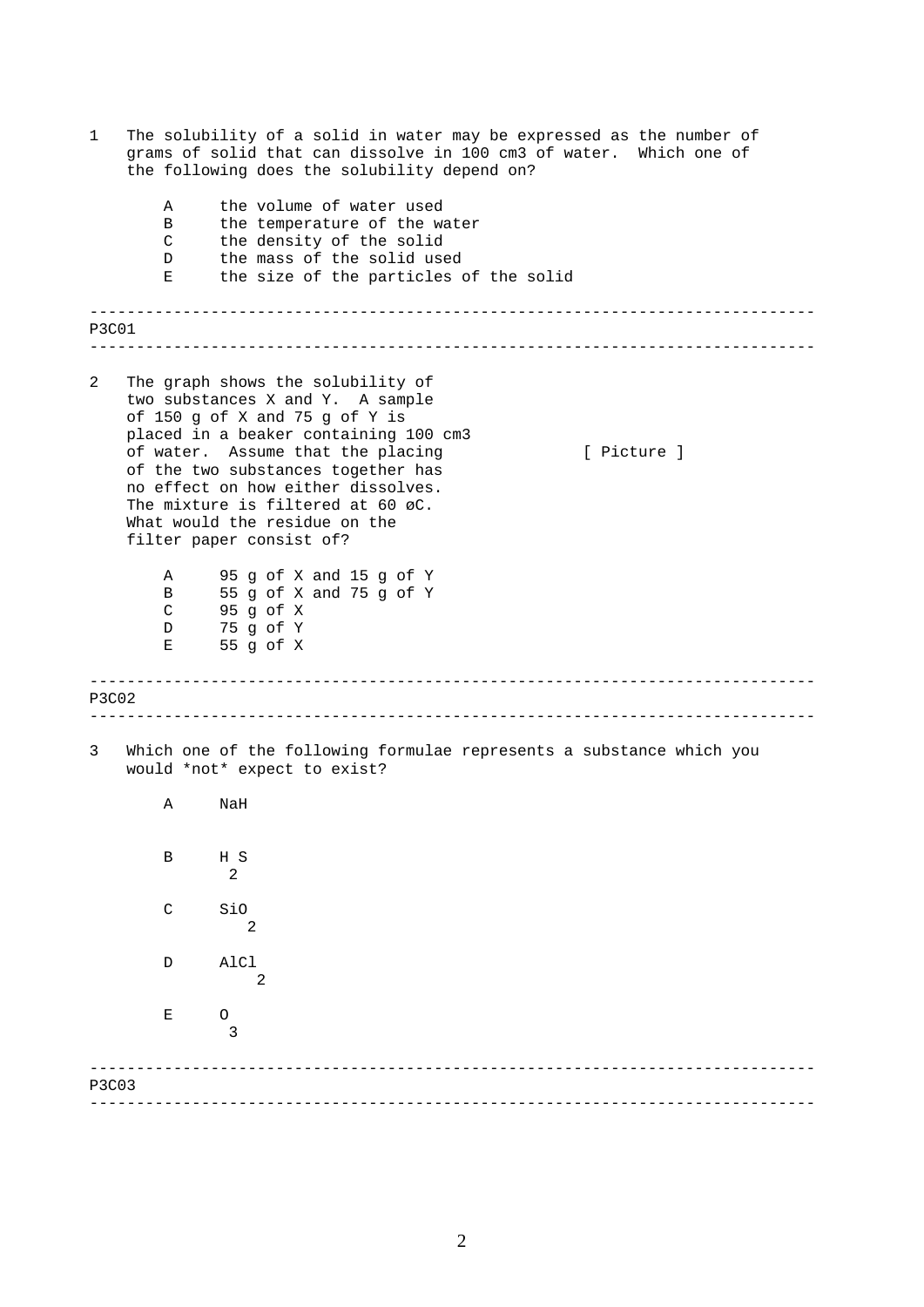1 The solubility of a solid in water may be expressed as the number of grams of solid that can dissolve in 100 cm3 of water. Which one of the following does the solubility depend on?

- A the volume of water used
- B the temperature of the water
- C the density of the solid
- D the mass of the solid used
- E the size of the particles of the solid

---

P3C01

---

2 The graph shows the solubility of two substances X and Y. A sample of 150 g of X and 75 g of Y is placed in a beaker containing 100 cm3 of water. Assume that the placing of the two substances together has no effect on how either dissolves. The mixture is filtered at 60 øC. What would the residue on the filter paper consist of?

[ Picture ]

- A 95 g of X and 15 g of Y
- B 55 g of X and 75 g of Y
- C 95 g of X
- D 75 g of Y
- E 55 g of X

---

P3C02

---

3 Which one of the following formulae represents a substance which you would *not* expect to exist?

- A NaH
- B $H_2S$
- C $SiO_2$
- D $AlCl_2$
- E $O_3$

---

P3C03

---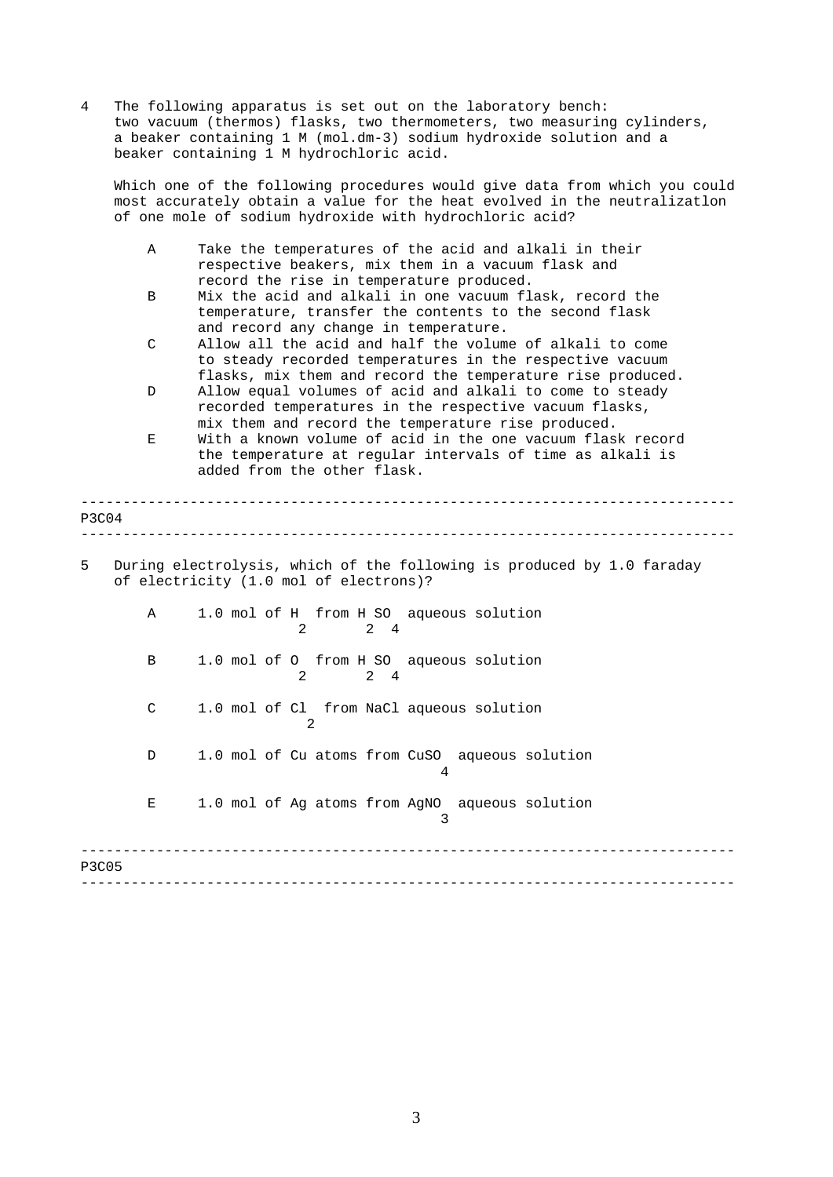4 The following apparatus is set out on the laboratory bench: two vacuum (thermos) flasks, two thermometers, two measuring cylinders, a beaker containing 1 M (mol.dm-3) sodium hydroxide solution and a beaker containing 1 M hydrochloric acid.

Which one of the following procedures would give data from which you could most accurately obtain a value for the heat evolved in the neutralizatlon of one mole of sodium hydroxide with hydrochloric acid?

- A Take the temperatures of the acid and alkali in their respective beakers, mix them in a vacuum flask and record the rise in temperature produced.
- B Mix the acid and alkali in one vacuum flask, record the temperature, transfer the contents to the second flask and record any change in temperature.
- C Allow all the acid and half the volume of alkali to come to steady recorded temperatures in the respective vacuum flasks, mix them and record the temperature rise produced.
- D Allow equal volumes of acid and alkali to come to steady recorded temperatures in the respective vacuum flasks, mix them and record the temperature rise produced.
- E With a known volume of acid in the one vacuum flask record the temperature at regular intervals of time as alkali is added from the other flask.

---

P3C04

---

5 During electrolysis, which of the following is produced by 1.0 faraday of electricity (1.0 mol of electrons)?

- A 1.0 mol of $H_2$ from $H_2SO_4$ aqueous solution
- B 1.0 mol of $O_2$ from $H_2SO_4$ aqueous solution
- C 1.0 mol of $Cl_2$ from NaCl aqueous solution
- D 1.0 mol of Cu atoms from $CuSO_4$ aqueous solution
- E 1.0 mol of Ag atoms from $AgNO_3$ aqueous solution

---

P3C05

---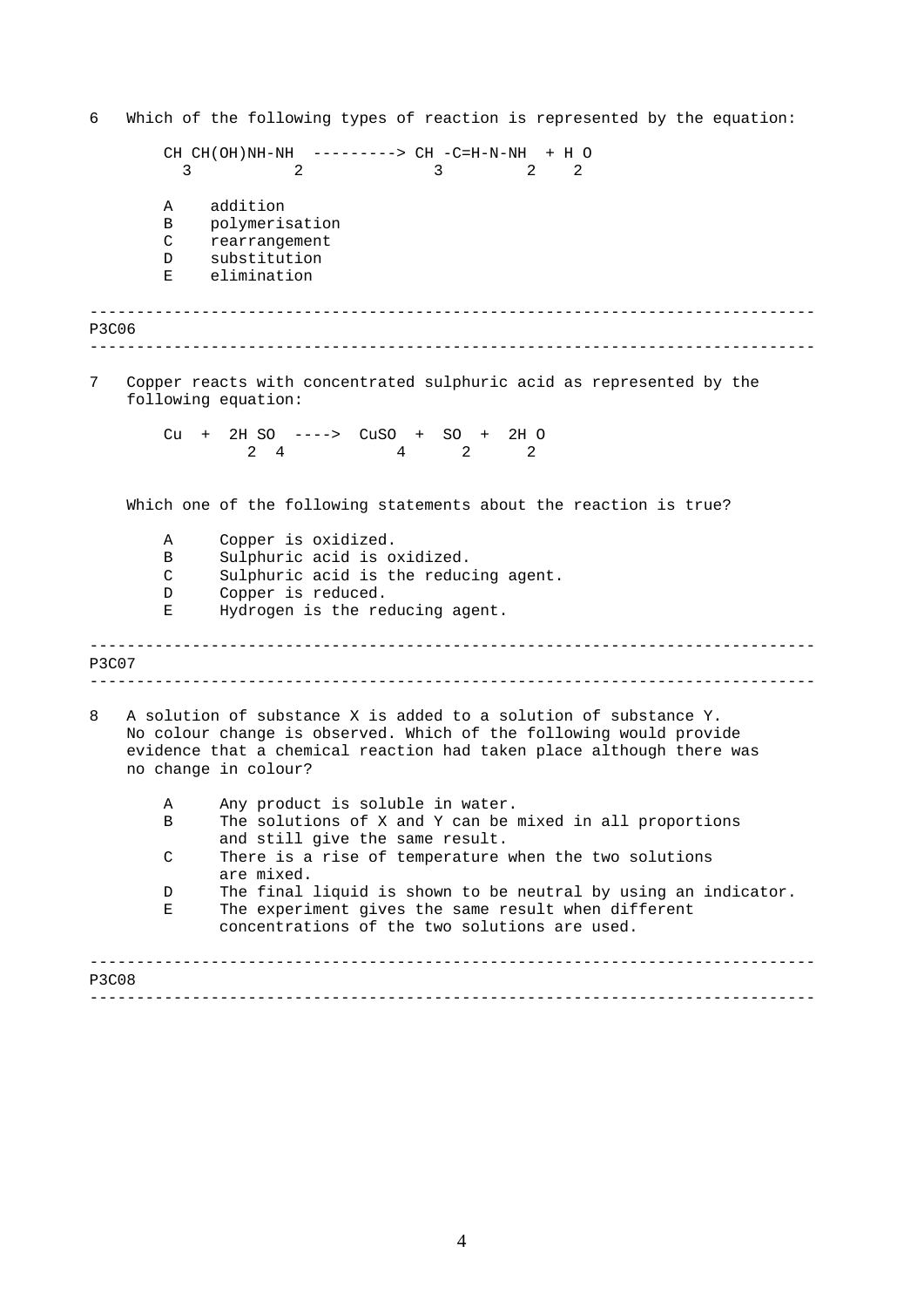6 Which of the following types of reaction is represented by the equation:

$$CH_3CH(OH)NH\text{-}NH_2 \longrightarrow CH_3\text{-}C{=}H\text{-}N\text{-}NH_2 + H_2O$$

- A addition
- B polymerisation
- C rearrangement
- D substitution
- E elimination

---

P3C06

---

7 Copper reacts with concentrated sulphuric acid as represented by the following equation:

$$Cu + 2H_2SO_4 \longrightarrow CuSO_4 + SO_2 + 2H_2O$$

Which one of the following statements about the reaction is true?

- A Copper is oxidized.
- B Sulphuric acid is oxidized.
- C Sulphuric acid is the reducing agent.
- D Copper is reduced.
- E Hydrogen is the reducing agent.

---

P3C07

---

8 A solution of substance X is added to a solution of substance Y. No colour change is observed. Which of the following would provide evidence that a chemical reaction had taken place although there was no change in colour?

- A Any product is soluble in water.
- B The solutions of X and Y can be mixed in all proportions and still give the same result.
- C There is a rise of temperature when the two solutions are mixed.
- D The final liquid is shown to be neutral by using an indicator.
- E The experiment gives the same result when different concentrations of the two solutions are used.

---

P3C08

---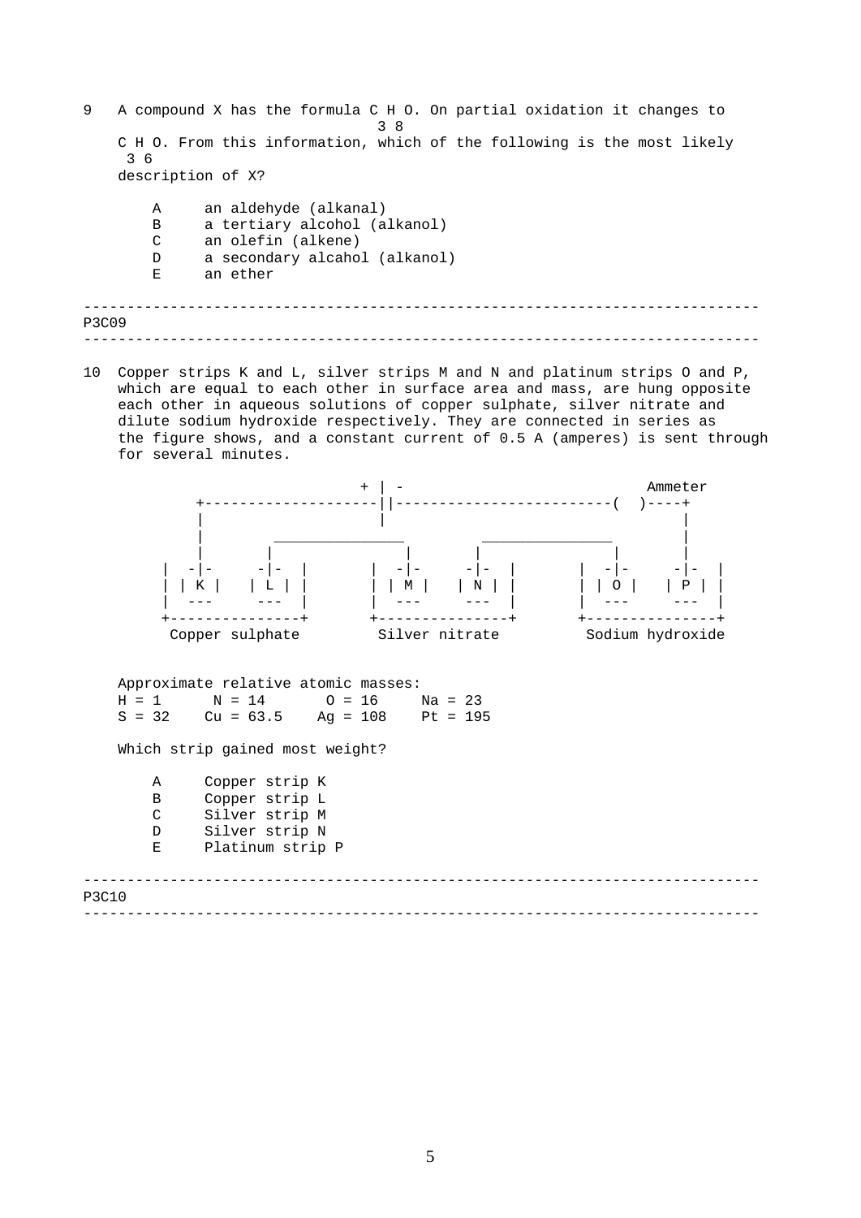9 A compound X has the formula $C_3H_8O$. On partial oxidation it changes to $C_3H_6O$. From this information, which of the following is the most likely description of X?

- A an aldehyde (alkanal)
- B a tertiary alcohol (alkanol)
- C an olefin (alkene)
- D a secondary alcohol (alkanol)
- E an ether

---

P3C09

---

10 Copper strips K and L, silver strips M and N and platinum strips O and P, which are equal to each other in surface area and mass, are hung opposite each other in aqueous solutions of copper sulphate, silver nitrate and dilute sodium hydroxide respectively. They are connected in series as the figure shows, and a constant current of 0.5 A (amperes) is sent through for several minutes.

```
                    + | -                          Ammeter
       +--------------------||-------------------------(  )----+
       |                    |                                  |
       |          _______________        _______________       |
       |         |               |      |               |      |
     |  -|-     -|-  |       |  -|-     -|-  |       |  -|-     -|-  |
     | | K |   | L | |       | | M |   | N | |       | | O |   | P | |
     |  ---     ---  |       |  ---     ---  |       |  ---     ---  |
     +---------------+       +---------------+       +---------------+
      Copper sulphate         Silver nitrate         Sodium hydroxide
```

Approximate relative atomic masses:

H = 1 N = 14 O = 16 Na = 23

S = 32 Cu = 63.5 Ag = 108 Pt = 195

Which strip gained most weight?

- A Copper strip K
- B Copper strip L
- C Silver strip M
- D Silver strip N
- E Platinum strip P

---

P3C10

---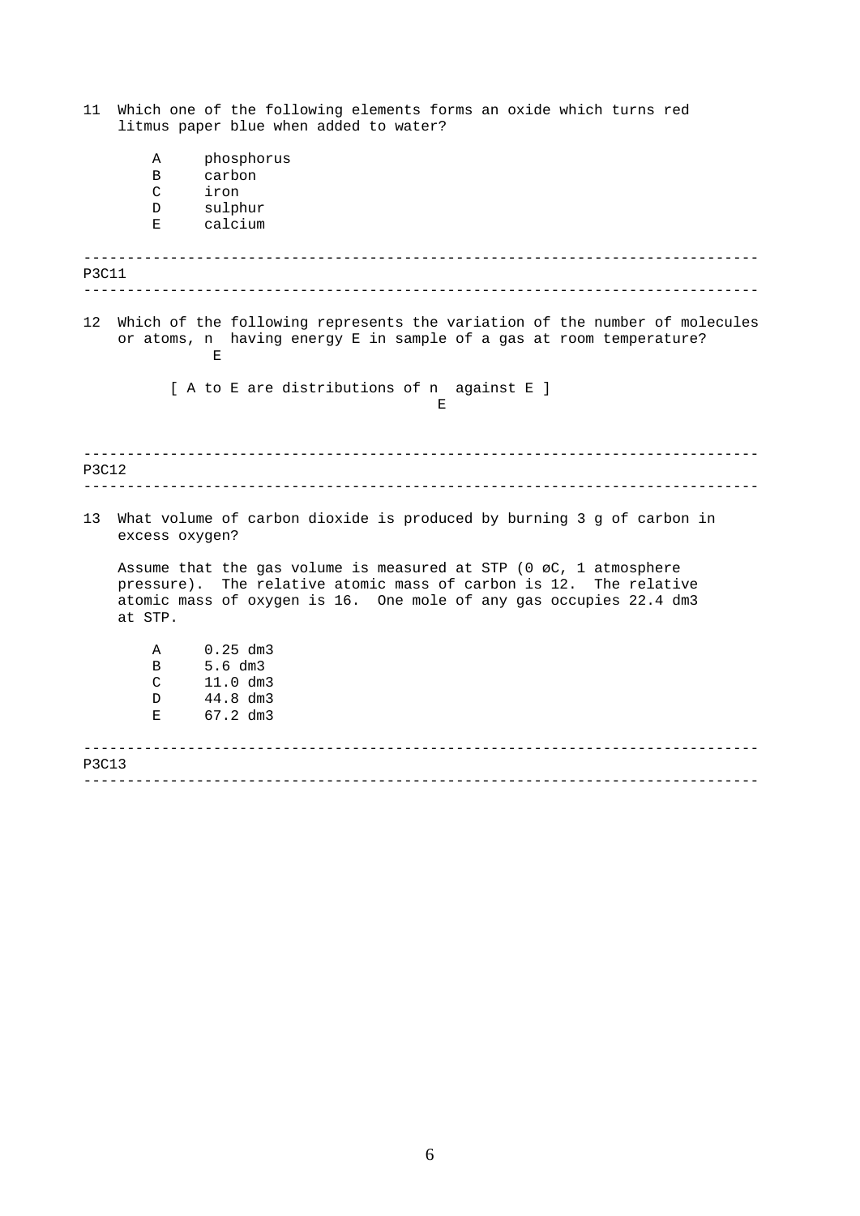11 Which one of the following elements forms an oxide which turns red litmus paper blue when added to water?

- A phosphorus
- B carbon
- C iron
- D sulphur
- E calcium

---

P3C11

---

12 Which of the following represents the variation of the number of molecules or atoms, $n_E$ having energy E in sample of a gas at room temperature?

[ A to E are distributions of $n_E$ against E ]

---

P3C12

---

13 What volume of carbon dioxide is produced by burning 3 g of carbon in excess oxygen?

Assume that the gas volume is measured at STP (0 øC, 1 atmosphere pressure). The relative atomic mass of carbon is 12. The relative atomic mass of oxygen is 16. One mole of any gas occupies 22.4 dm3 at STP.

- A 0.25 dm3
- B 5.6 dm3
- C 11.0 dm3
- D 44.8 dm3
- E 67.2 dm3

---

P3C13

---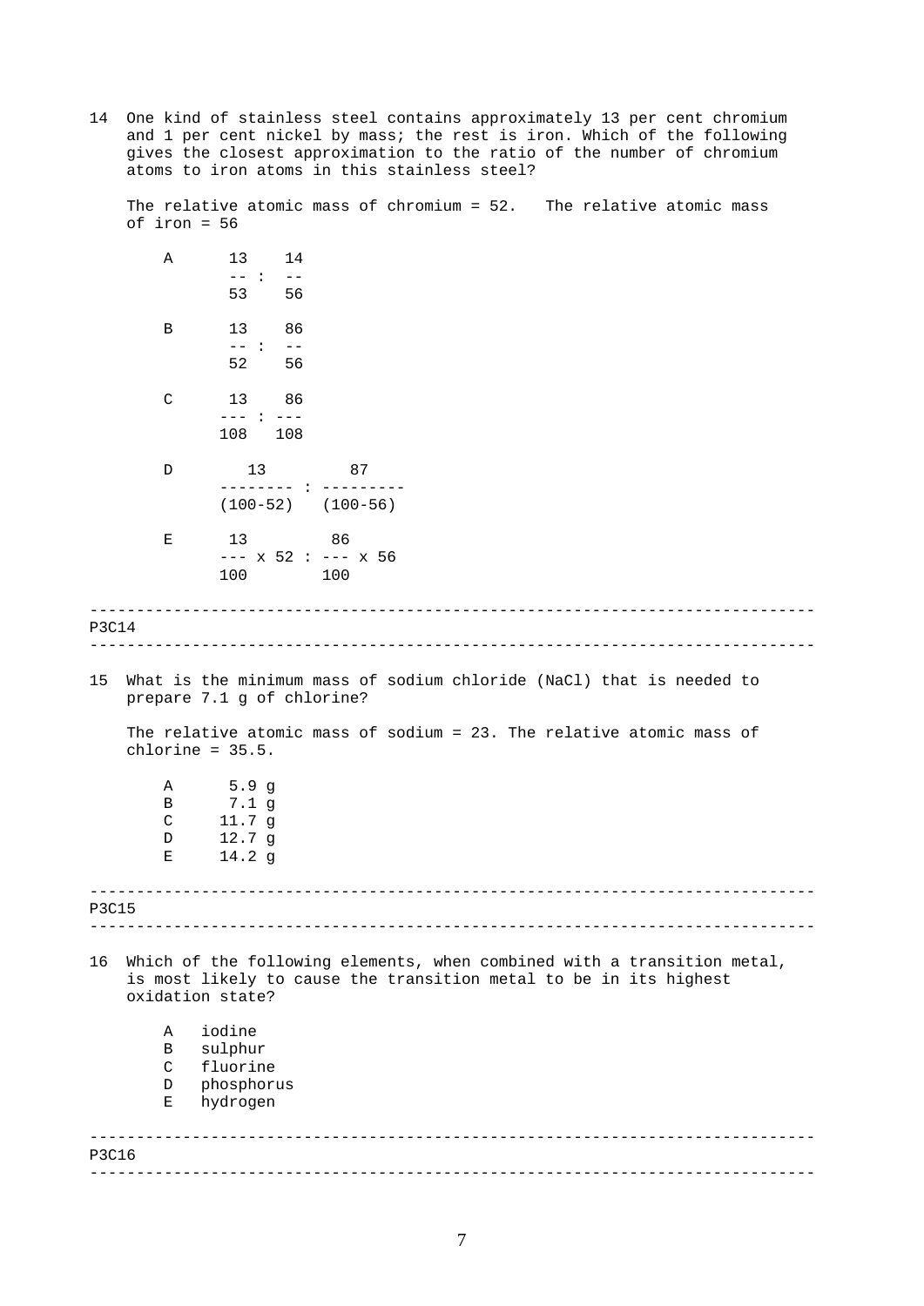14 One kind of stainless steel contains approximately 13 per cent chromium and 1 per cent nickel by mass; the rest is iron. Which of the following gives the closest approximation to the ratio of the number of chromium atoms to iron atoms in this stainless steel?

The relative atomic mass of chromium = 52. The relative atomic mass of iron = 56

A $\frac{13}{53} : \frac{14}{56}$

B $\frac{13}{52} : \frac{86}{56}$

C $\frac{13}{108} : \frac{86}{108}$

D $\frac{13}{(100-52)} : \frac{87}{(100-56)}$

E $\frac{13}{100} \times 52 : \frac{86}{100} \times 56$

---

P3C14

---

15 What is the minimum mass of sodium chloride (NaCl) that is needed to prepare 7.1 g of chlorine?

The relative atomic mass of sodium = 23. The relative atomic mass of chlorine = 35.5.

A 5.9 g
B 7.1 g
C 11.7 g
D 12.7 g
E 14.2 g

---

P3C15

---

16 Which of the following elements, when combined with a transition metal, is most likely to cause the transition metal to be in its highest oxidation state?

A iodine
B sulphur
C fluorine
D phosphorus
E hydrogen

---

P3C16

---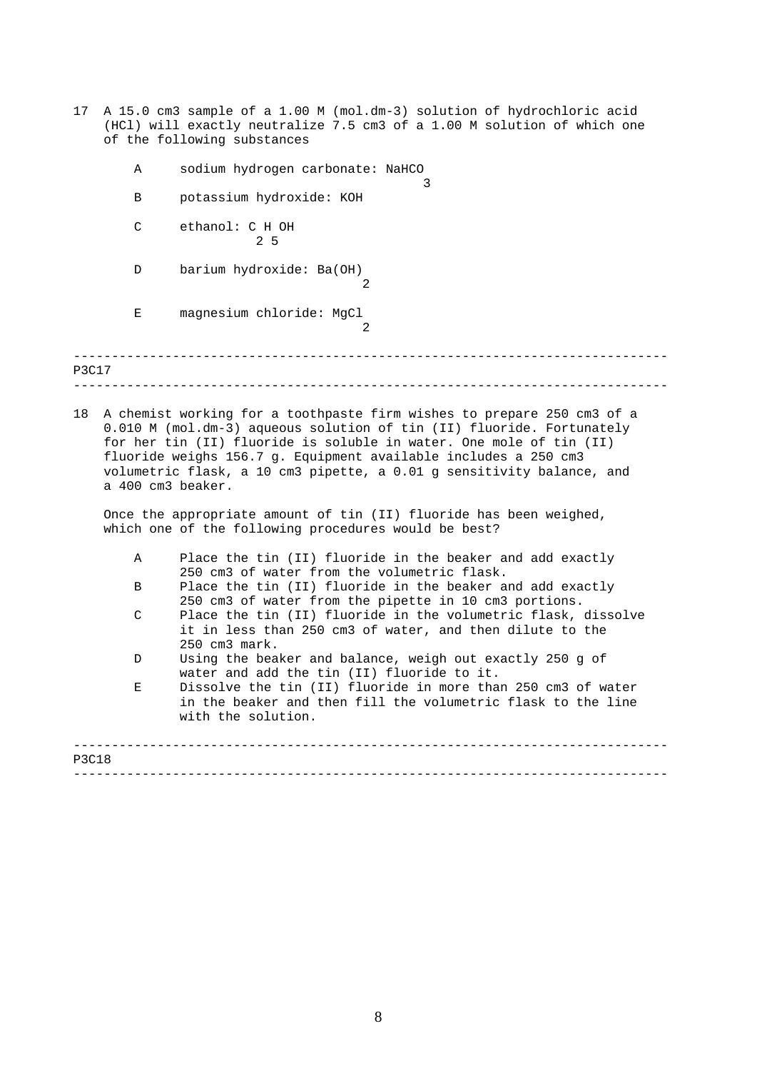17 A 15.0 cm3 sample of a 1.00 M (mol.dm-3) solution of hydrochloric acid (HCl) will exactly neutralize 7.5 cm3 of a 1.00 M solution of which one of the following substances

- A sodium hydrogen carbonate: $NaHCO_3$
- B potassium hydroxide: KOH
- C ethanol: $C_2H_5OH$
- D barium hydroxide: $Ba(OH)_2$
- E magnesium chloride: $MgCl_2$

---

P3C17

---

18 A chemist working for a toothpaste firm wishes to prepare 250 cm3 of a 0.010 M (mol.dm-3) aqueous solution of tin (II) fluoride. Fortunately for her tin (II) fluoride is soluble in water. One mole of tin (II) fluoride weighs 156.7 g. Equipment available includes a 250 cm3 volumetric flask, a 10 cm3 pipette, a 0.01 g sensitivity balance, and a 400 cm3 beaker.

Once the appropriate amount of tin (II) fluoride has been weighed, which one of the following procedures would be best?

- A Place the tin (II) fluoride in the beaker and add exactly 250 cm3 of water from the volumetric flask.
- B Place the tin (II) fluoride in the beaker and add exactly 250 cm3 of water from the pipette in 10 cm3 portions.
- C Place the tin (II) fluoride in the volumetric flask, dissolve it in less than 250 cm3 of water, and then dilute to the 250 cm3 mark.
- D Using the beaker and balance, weigh out exactly 250 g of water and add the tin (II) fluoride to it.
- E Dissolve the tin (II) fluoride in more than 250 cm3 of water in the beaker and then fill the volumetric flask to the line with the solution.

---

P3C18

---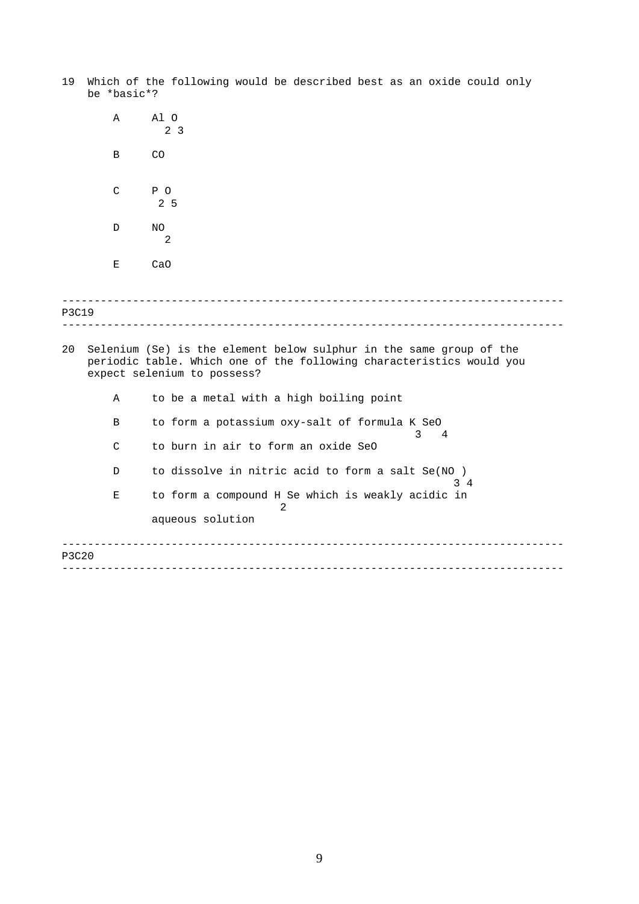19 Which of the following would be described best as an oxide could only be *basic*?

A $Al_2O_3$

B $CO$

C $P_2O_5$

D $NO_2$

E $CaO$

---

P3C19

---

20 Selenium (Se) is the element below sulphur in the same group of the periodic table. Which one of the following characteristics would you expect selenium to possess?

A to be a metal with a high boiling point

B to form a potassium oxy-salt of formula $K_3SeO_4$

C to burn in air to form an oxide SeO

D to dissolve in nitric acid to form a salt $Se(NO_3)_4$

E to form a compound $H_2Se$ which is weakly acidic in aqueous solution

---

P3C20

---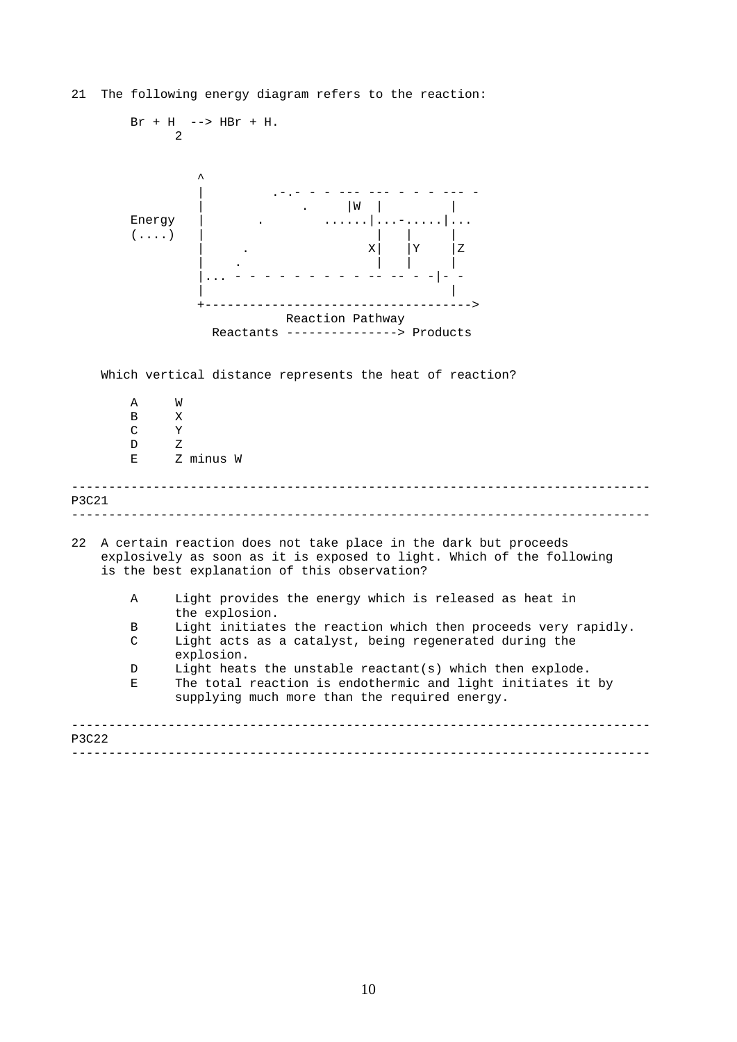21 The following energy diagram refers to the reaction:

$Br + H_2 \rightarrow HBr + H.$

```
          ^
          |          .-.- - - --- --- - - - --- -
          |              .     |W  |         |
  Energy  |        .        ......|...-.....|...
  (....)  |                      |   |      |
          |     .               X|   |Y     |Z
          |    .                 |   |      |
          |... - - - - - - - - - -- -- - -|- -
          |                                 |
          +----------------------------------->
                      Reaction Pathway
            Reactants ---------------> Products
```

Which vertical distance represents the heat of reaction?

- A W
- B X
- C Y
- D Z
- E Z minus W

---

P3C21

---

22 A certain reaction does not take place in the dark but proceeds explosively as soon as it is exposed to light. Which of the following is the best explanation of this observation?

- A Light provides the energy which is released as heat in the explosion.
- B Light initiates the reaction which then proceeds very rapidly.
- C Light acts as a catalyst, being regenerated during the explosion.
- D Light heats the unstable reactant(s) which then explode.
- E The total reaction is endothermic and light initiates it by supplying much more than the required energy.

---

P3C22

---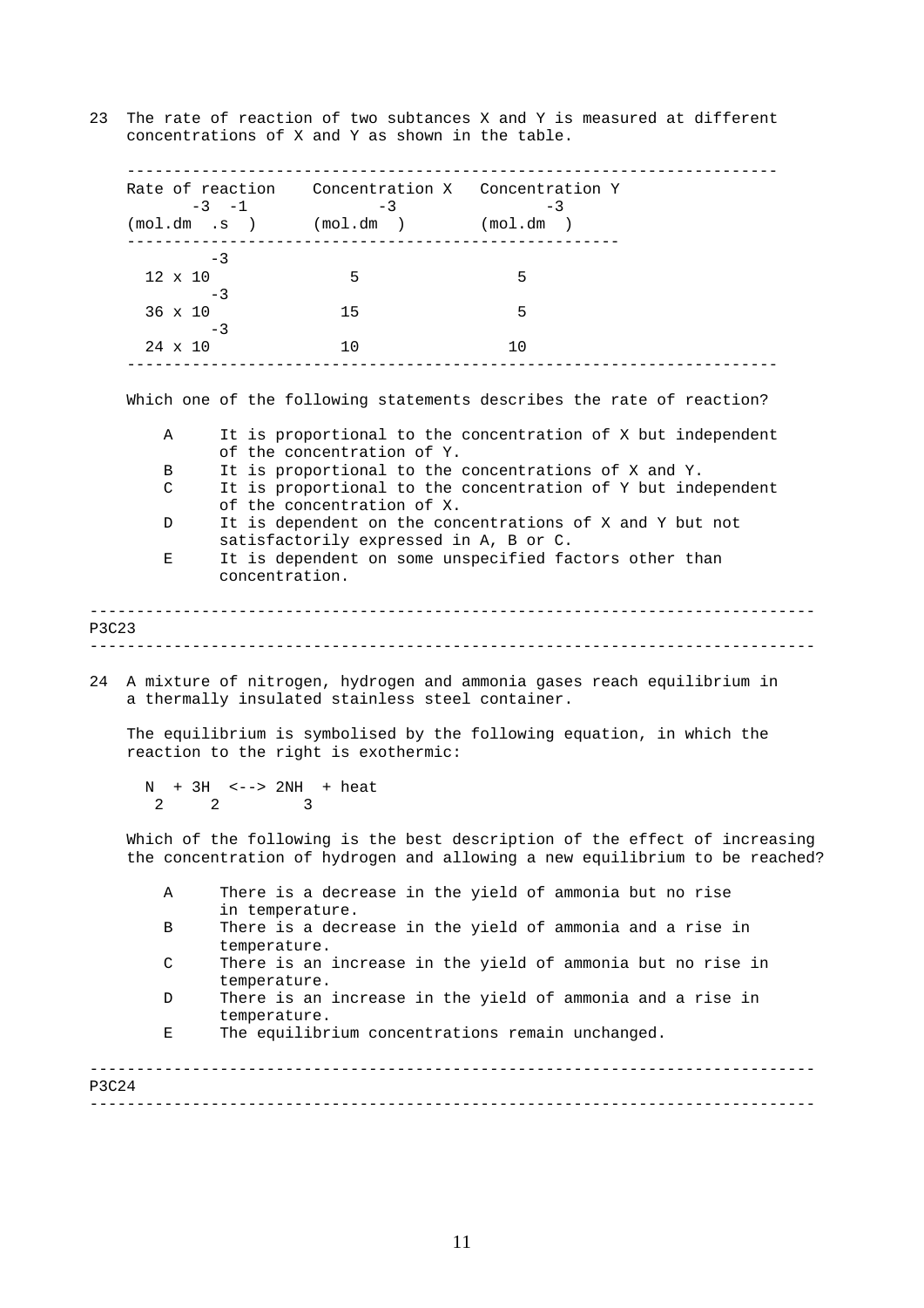23 The rate of reaction of two subtances X and Y is measured at different concentrations of X and Y as shown in the table.

| Rate of reaction ($mol.dm^{-3}.s^{-1}$) | Concentration X ($mol.dm^{-3}$) | Concentration Y ($mol.dm^{-3}$) |
|---|---|---|
| $12 \times 10^{-3}$ | 5 | 5 |
| $36 \times 10^{-3}$ | 15 | 5 |
| $24 \times 10^{-3}$ | 10 | 10 |

Which one of the following statements describes the rate of reaction?

- A It is proportional to the concentration of X but independent of the concentration of Y.
- B It is proportional to the concentrations of X and Y.
- C It is proportional to the concentration of Y but independent of the concentration of X.
- D It is dependent on the concentrations of X and Y but not satisfactorily expressed in A, B or C.
- E It is dependent on some unspecified factors other than concentration.

P3C23

---

24 A mixture of nitrogen, hydrogen and ammonia gases reach equilibrium in a thermally insulated stainless steel container.

The equilibrium is symbolised by the following equation, in which the reaction to the right is exothermic:

$$N_2 + 3H_2 \leftrightarrow 2NH_3 + \text{heat}$$

Which of the following is the best description of the effect of increasing the concentration of hydrogen and allowing a new equilibrium to be reached?

- A There is a decrease in the yield of ammonia but no rise in temperature.
- B There is a decrease in the yield of ammonia and a rise in temperature.
- C There is an increase in the yield of ammonia but no rise in temperature.
- D There is an increase in the yield of ammonia and a rise in temperature.
- E The equilibrium concentrations remain unchanged.

P3C24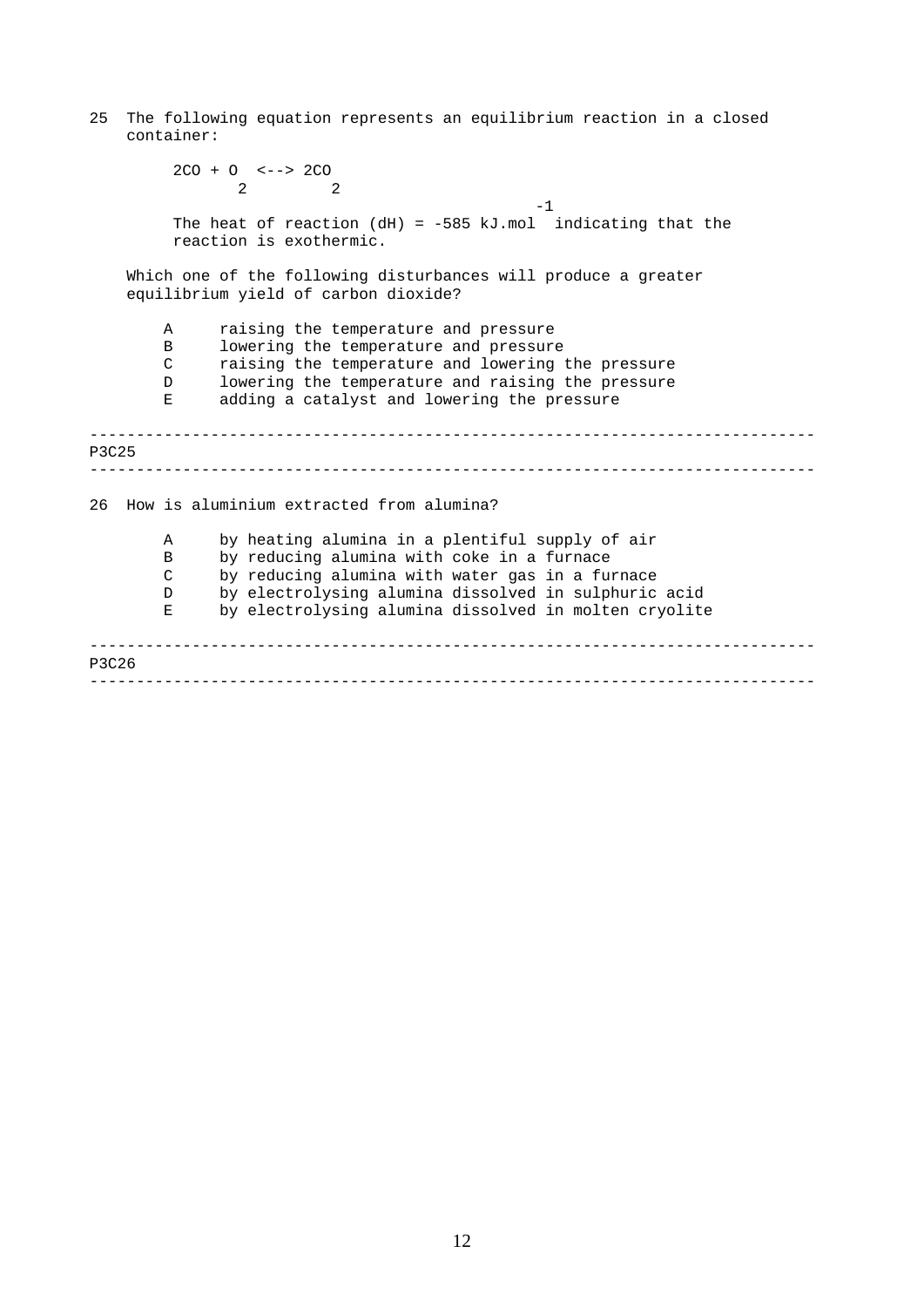25 The following equation represents an equilibrium reaction in a closed container:

$$2CO + O_2 \rightleftharpoons 2CO_2$$

The heat of reaction (dH) = -585 $kJ.mol^{-1}$ indicating that the reaction is exothermic.

Which one of the following disturbances will produce a greater equilibrium yield of carbon dioxide?

- A raising the temperature and pressure
- B lowering the temperature and pressure
- C raising the temperature and lowering the pressure
- D lowering the temperature and raising the pressure
- E adding a catalyst and lowering the pressure

---

P3C25

---

26 How is aluminium extracted from alumina?

- A by heating alumina in a plentiful supply of air
- B by reducing alumina with coke in a furnace
- C by reducing alumina with water gas in a furnace
- D by electrolysing alumina dissolved in sulphuric acid
- E by electrolysing alumina dissolved in molten cryolite

---

P3C26

---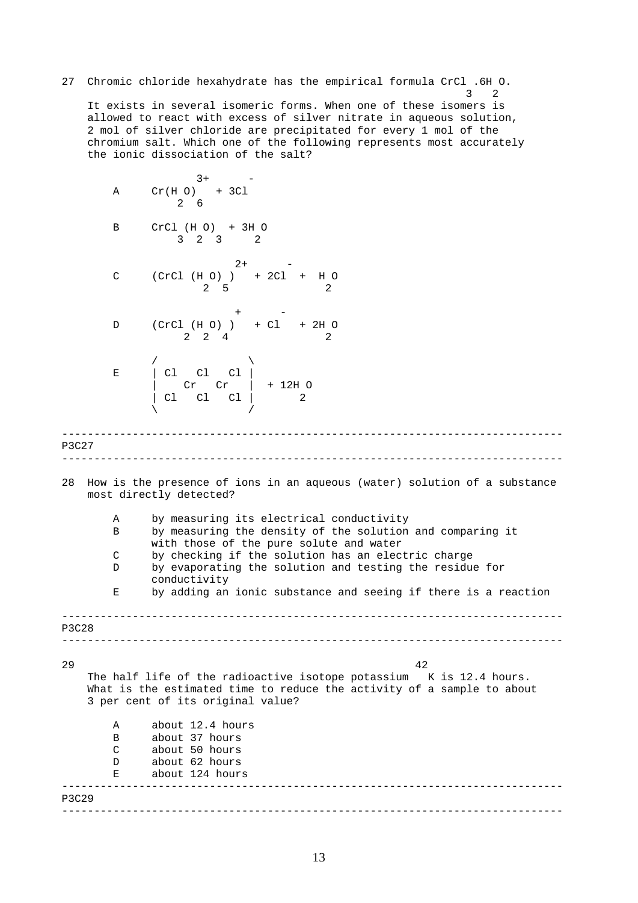27 Chromic chloride hexahydrate has the empirical formula $CrCl_3.6H_2O$. It exists in several isomeric forms. When one of these isomers is allowed to react with excess of silver nitrate in aqueous solution, 2 mol of silver chloride are precipitated for every 1 mol of the chromium salt. Which one of the following represents most accurately the ionic dissociation of the salt?

A $Cr(H_2O)_6^{3+} + 3Cl^-$

B $CrCl_3(H_2O)_3 + 3H_2O$

C $(CrCl(H_2O)_5)^{2+} + 2Cl^- + H_2O$

D $(CrCl_2(H_2O)_4)^{+} + Cl^- + 2H_2O$

E

```
/              \
| Cl   Cl   Cl |
|    Cr   Cr   |  + 12H O
| Cl   Cl   Cl |       2
\              /
```

---

P3C27

---

28 How is the presence of ions in an aqueous (water) solution of a substance most directly detected?

A by measuring its electrical conductivity
B by measuring the density of the solution and comparing it with those of the pure solute and water
C by checking if the solution has an electric charge
D by evaporating the solution and testing the residue for conductivity
E by adding an ionic substance and seeing if there is a reaction

---

P3C28

---

29 The half life of the radioactive isotope potassium $^{42}K$ is 12.4 hours. What is the estimated time to reduce the activity of a sample to about 3 per cent of its original value?

A about 12.4 hours
B about 37 hours
C about 50 hours
D about 62 hours
E about 124 hours

---

P3C29

---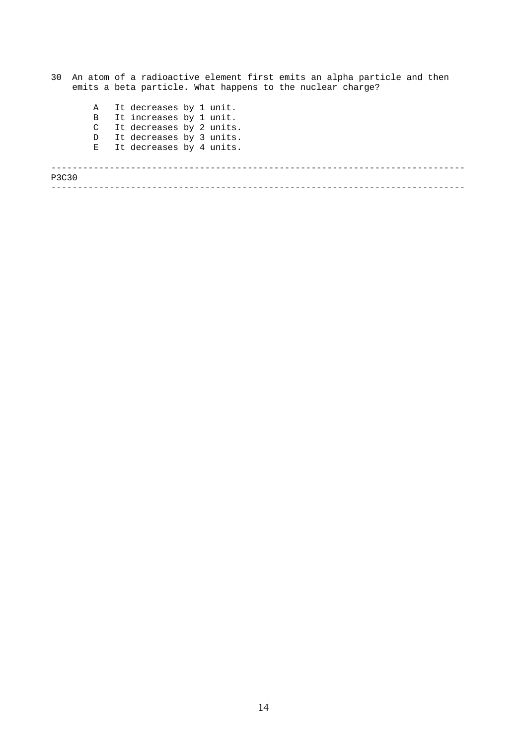30 An atom of a radioactive element first emits an alpha particle and then emits a beta particle. What happens to the nuclear charge?

A It decreases by 1 unit.
B It increases by 1 unit.
C It decreases by 2 units.
D It decreases by 3 units.
E It decreases by 4 units.

---

P3C30

---